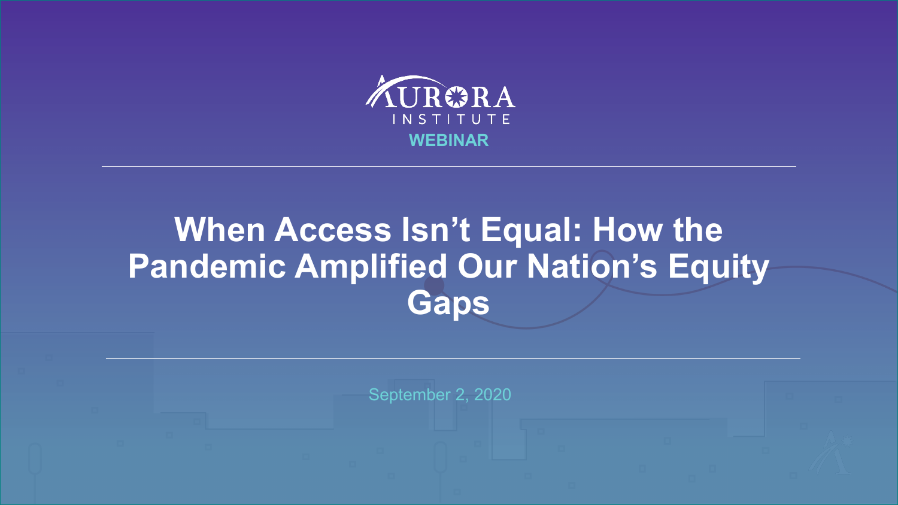AURORA INSTITUTE

WEBINAR

# When Access Isn't Equal: How the Pandemic Amplified Our Nation's Equity Gaps

September 2, 2020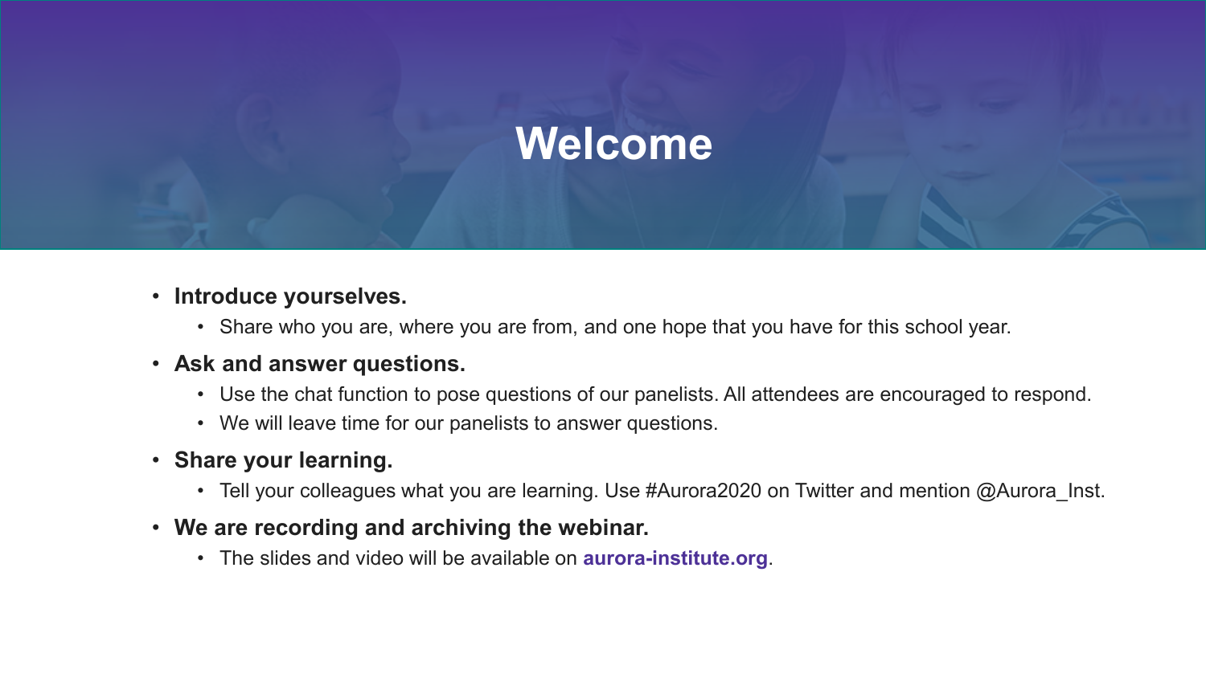# Welcome

- **Introduce yourselves.**
  - Share who you are, where you are from, and one hope that you have for this school year.
- **Ask and answer questions.**
  - Use the chat function to pose questions of our panelists. All attendees are encouraged to respond.
  - We will leave time for our panelists to answer questions.
- **Share your learning.**
  - Tell your colleagues what you are learning. Use #Aurora2020 on Twitter and mention @Aurora_Inst.
- **We are recording and archiving the webinar.**
  - The slides and video will be available on **aurora-institute.org**.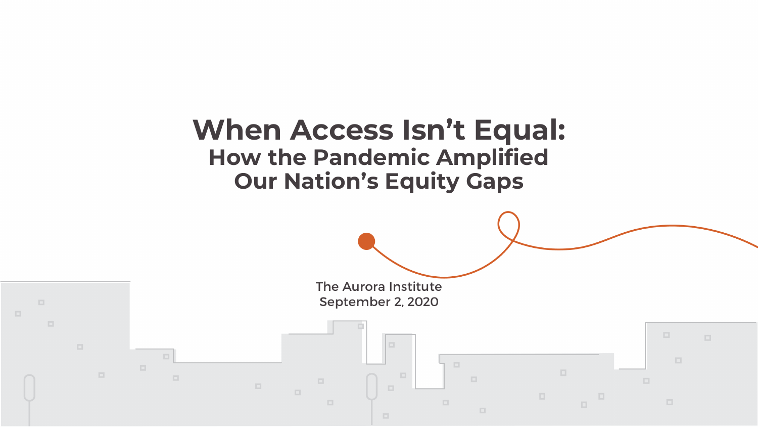# When Access Isn't Equal:

## How the Pandemic Amplified Our Nation's Equity Gaps

The Aurora Institute
September 2, 2020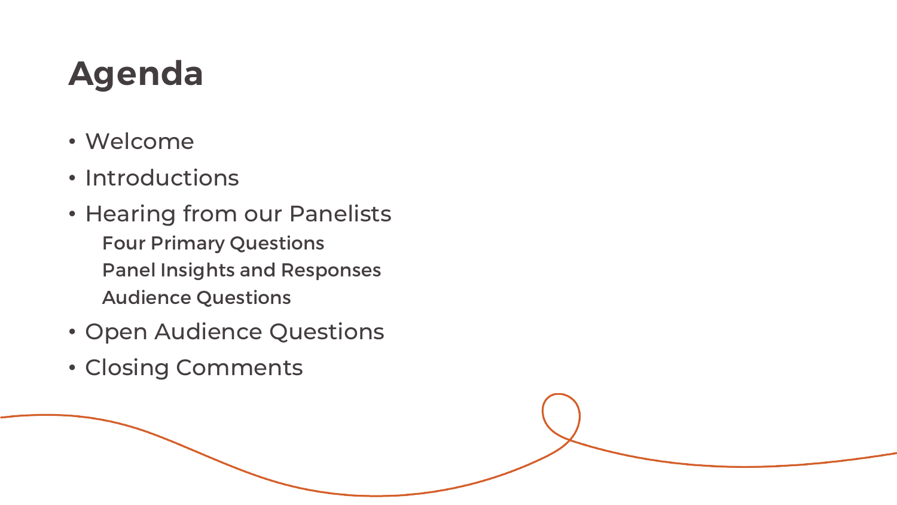# Agenda

- Welcome
- Introductions
- Hearing from our Panelists
  - **Four Primary Questions**
  - **Panel Insights and Responses**
  - **Audience Questions**
- Open Audience Questions
- Closing Comments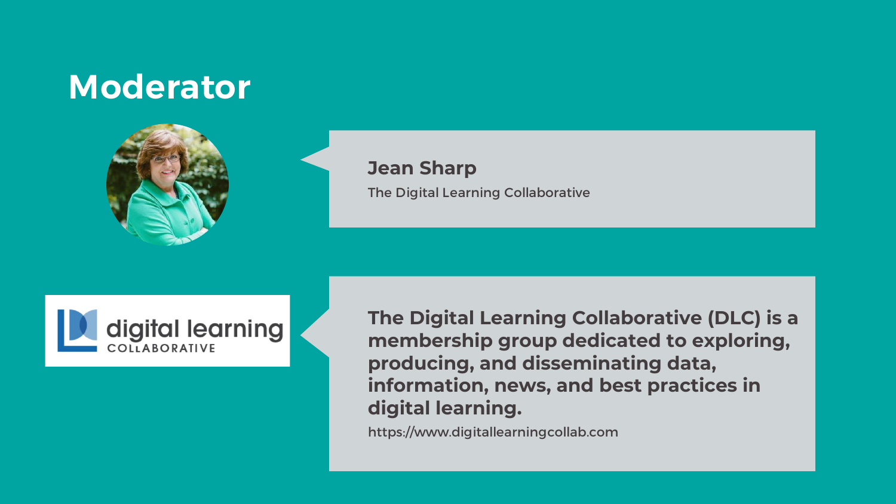# Moderator

**Jean Sharp**

The Digital Learning Collaborative

**The Digital Learning Collaborative (DLC) is a membership group dedicated to exploring, producing, and disseminating data, information, news, and best practices in digital learning.**

https://www.digitallearningcollab.com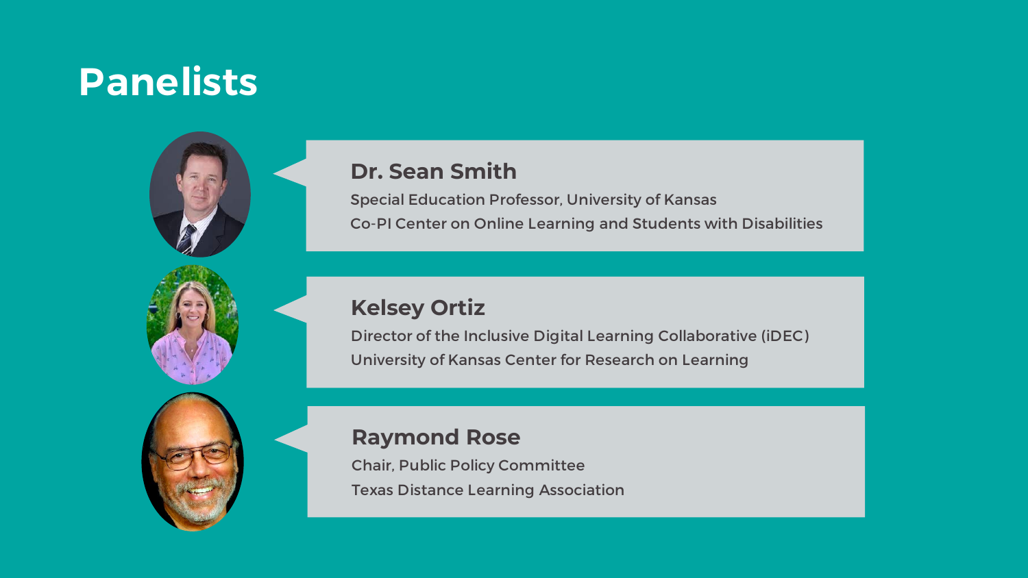# Panelists

### Dr. Sean Smith

Special Education Professor, University of Kansas

Co-PI Center on Online Learning and Students with Disabilities

### Kelsey Ortiz

Director of the Inclusive Digital Learning Collaborative (iDEC)

University of Kansas Center for Research on Learning

### Raymond Rose

Chair, Public Policy Committee

Texas Distance Learning Association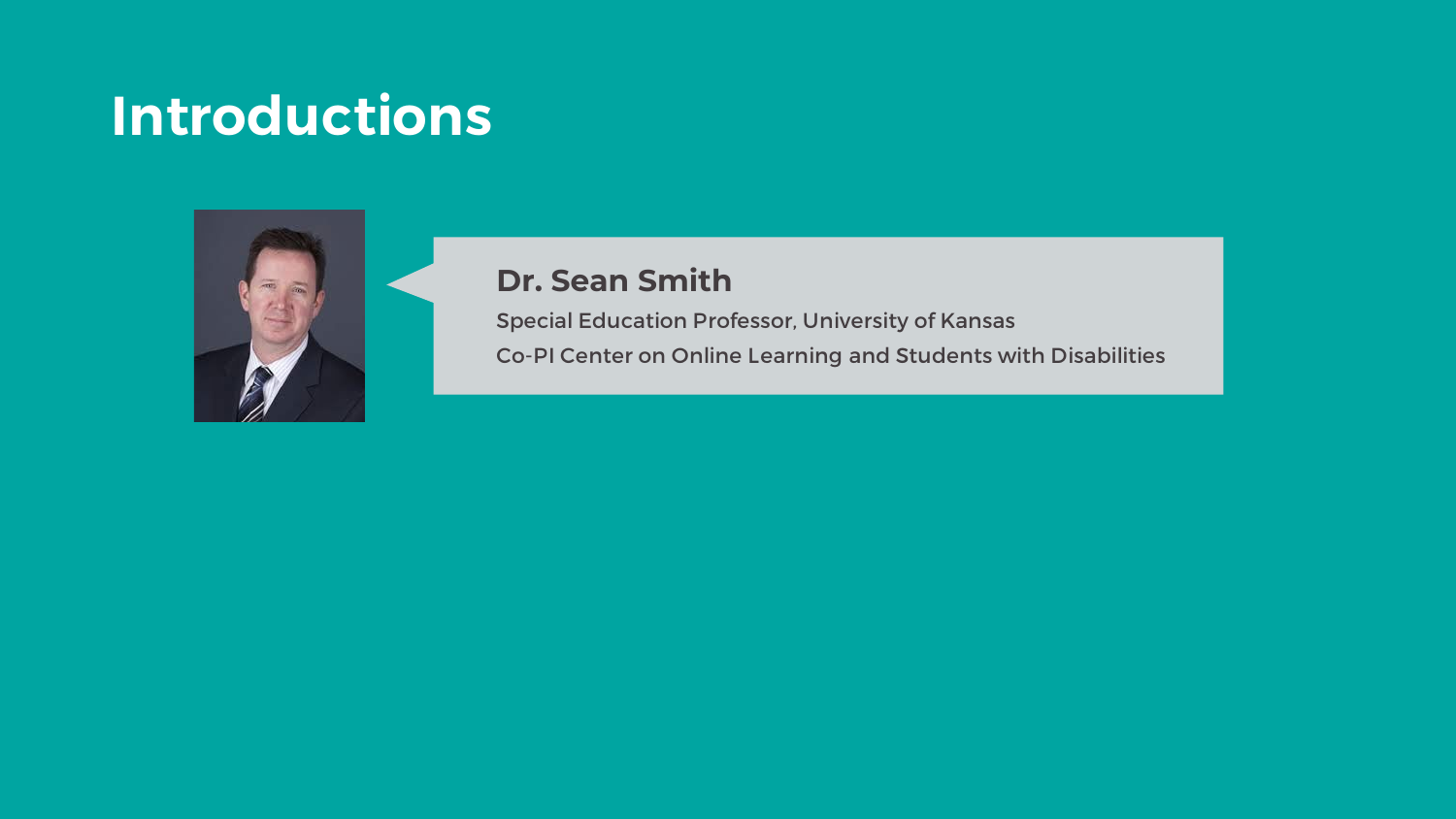# Introductions

**Dr. Sean Smith**

Special Education Professor, University of Kansas

Co-PI Center on Online Learning and Students with Disabilities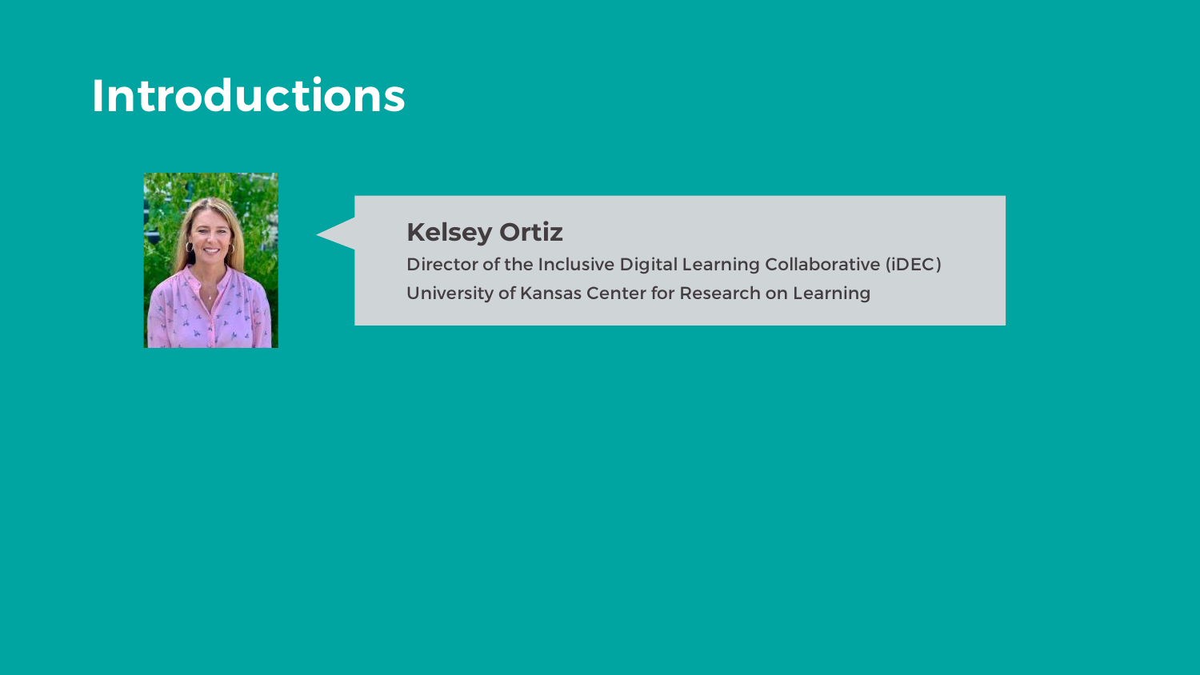# Introductions

**Kelsey Ortiz**

Director of the Inclusive Digital Learning Collaborative (iDEC)

University of Kansas Center for Research on Learning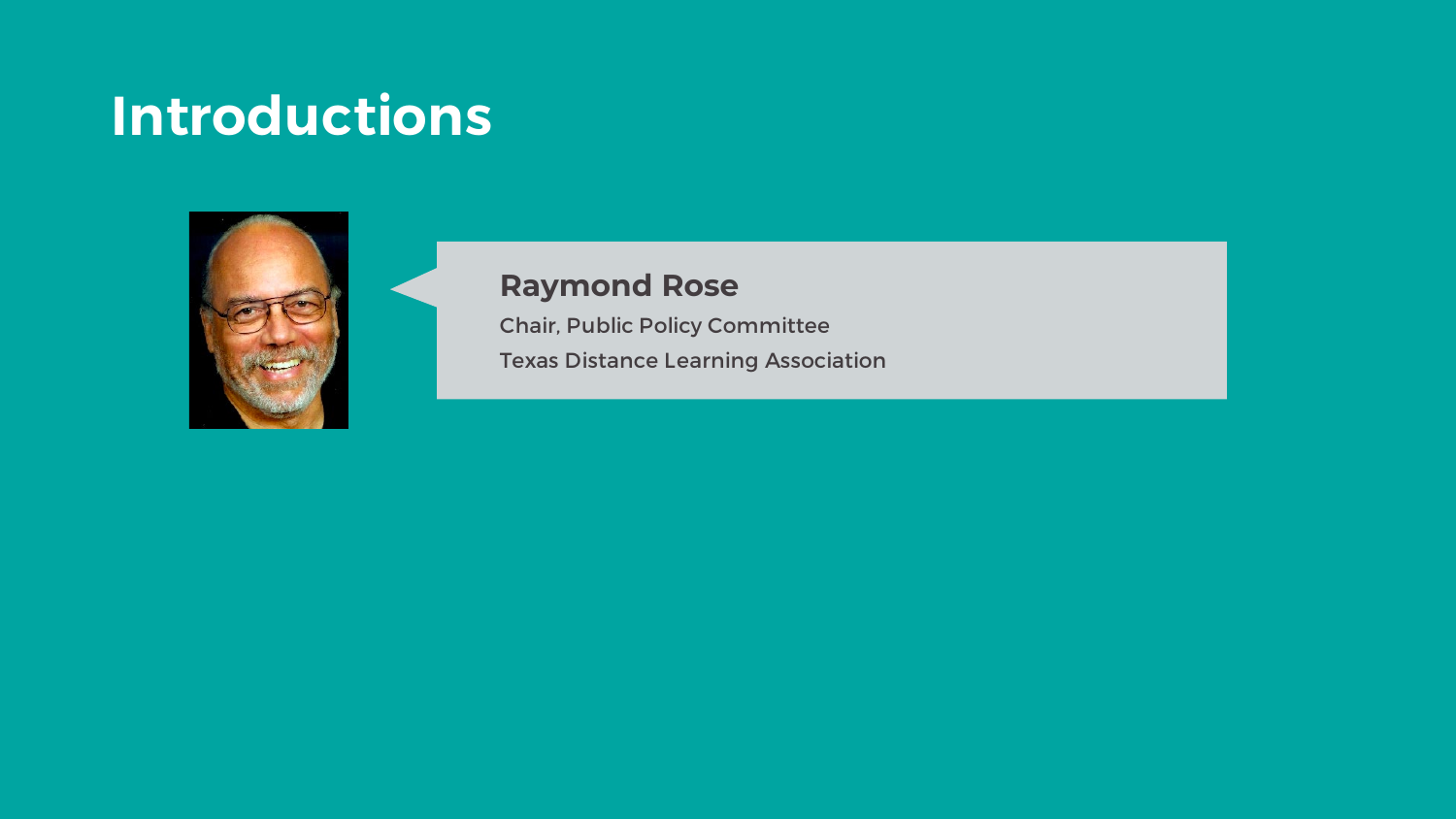# Introductions

**Raymond Rose**

Chair, Public Policy Committee

Texas Distance Learning Association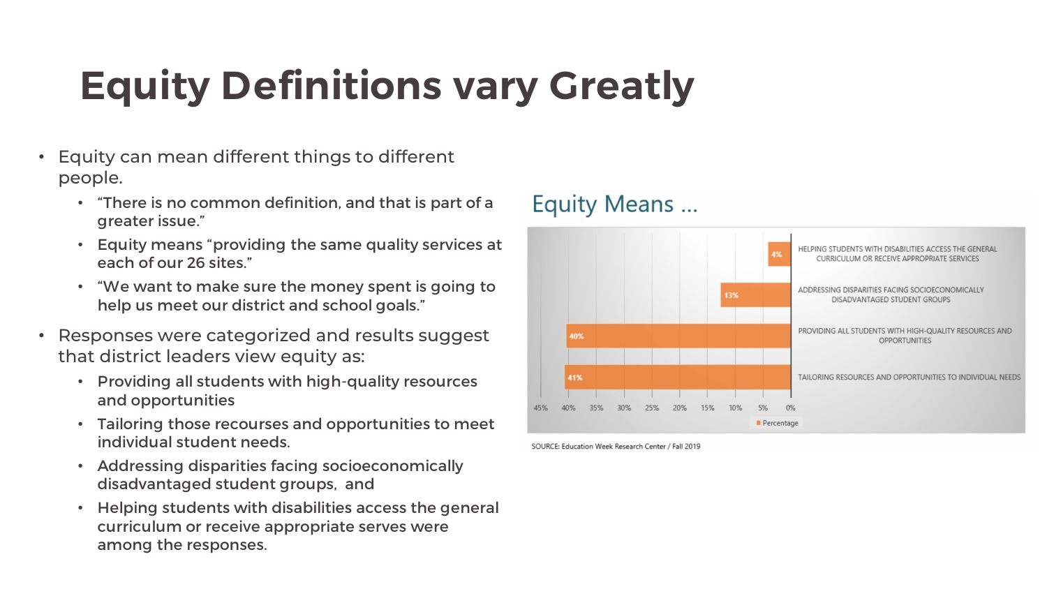# Equity Definitions vary Greatly

- Equity can mean different things to different people.
  - "There is no common definition, and that is part of a greater issue."
  - Equity means "providing the same quality services at each of our 26 sites."
  - "We want to make sure the money spent is going to help us meet our district and school goals."
- Responses were categorized and results suggest that district leaders view equity as:
  - Providing all students with high-quality resources and opportunities
  - Tailoring those recourses and opportunities to meet individual student needs.
  - Addressing disparities facing socioeconomically disadvantaged student groups, and
  - Helping students with disabilities access the general curriculum or receive appropriate serves were among the responses.

## Equity Means ...

| Response | Percentage |
| --- | --- |
| HELPING STUDENTS WITH DISABILITIES ACCESS THE GENERAL CURRICULUM OR RECEIVE APPROPRIATE SERVICES | 4% |
| ADDRESSING DISPARITIES FACING SOCIOECONOMICALLY DISADVANTAGED STUDENT GROUPS | 13% |
| PROVIDING ALL STUDENTS WITH HIGH-QUALITY RESOURCES AND OPPORTUNITIES | 40% |
| TAILORING RESOURCES AND OPPORTUNITIES TO INDIVIDUAL NEEDS | 41% |

SOURCE: Education Week Research Center / Fall 2019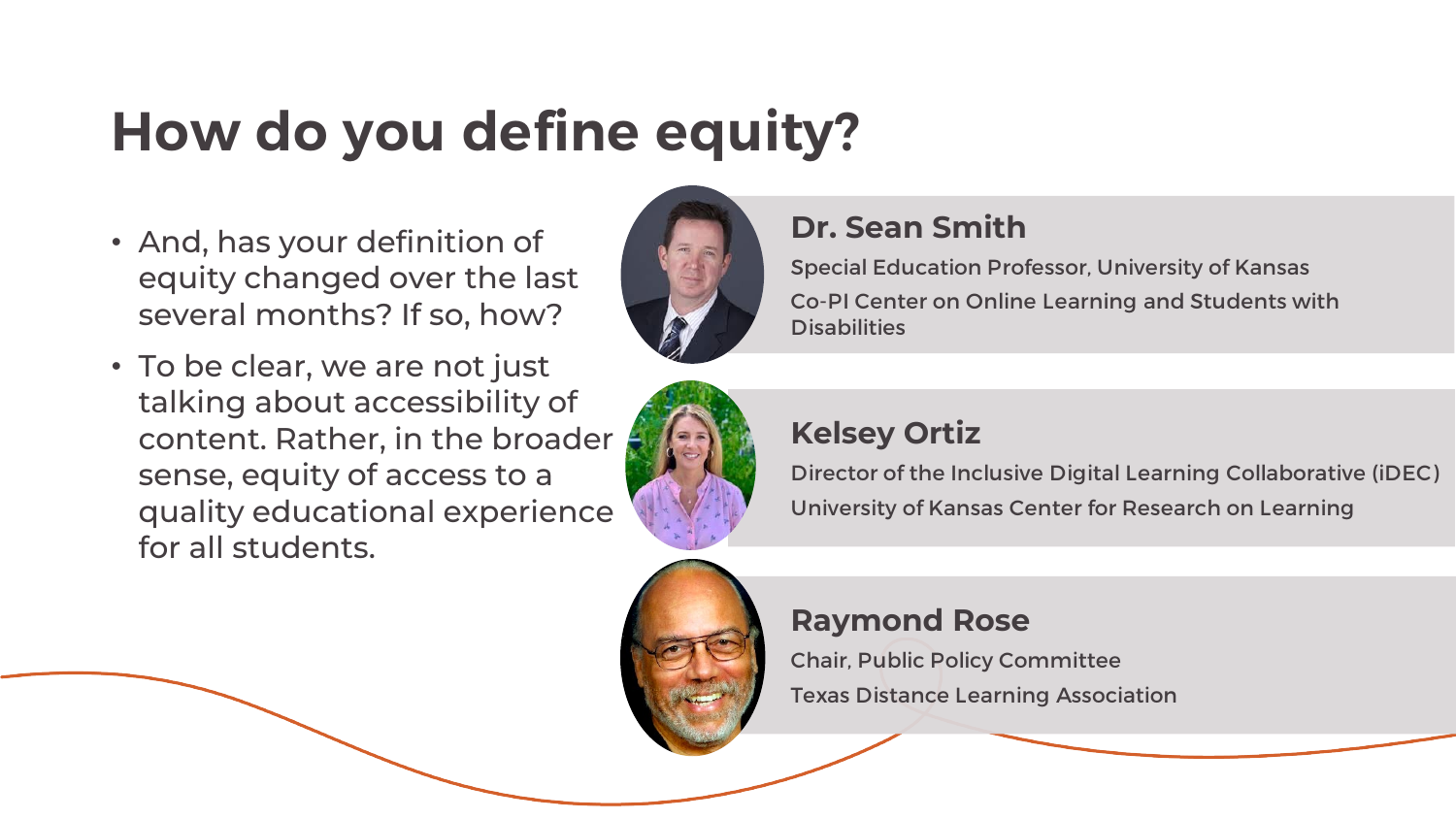# How do you define equity?

- And, has your definition of equity changed over the last several months? If so, how?
- To be clear, we are not just talking about accessibility of content. Rather, in the broader sense, equity of access to a quality educational experience for all students.

### Dr. Sean Smith

Special Education Professor, University of Kansas

Co-PI Center on Online Learning and Students with Disabilities

### Kelsey Ortiz

Director of the Inclusive Digital Learning Collaborative (iDEC)

University of Kansas Center for Research on Learning

### Raymond Rose

Chair, Public Policy Committee

Texas Distance Learning Association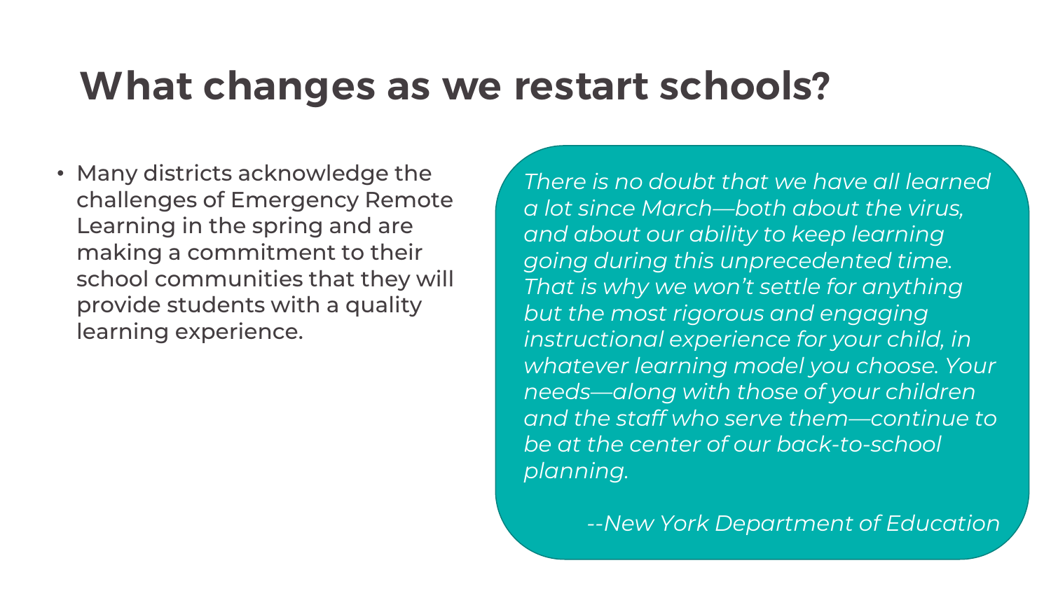# What changes as we restart schools?

- Many districts acknowledge the challenges of Emergency Remote Learning in the spring and are making a commitment to their school communities that they will provide students with a quality learning experience.

> *There is no doubt that we have all learned a lot since March—both about the virus, and about our ability to keep learning going during this unprecedented time. That is why we won't settle for anything but the most rigorous and engaging instructional experience for your child, in whatever learning model you choose. Your needs—along with those of your children and the staff who serve them—continue to be at the center of our back-to-school planning.*
>
> *--New York Department of Education*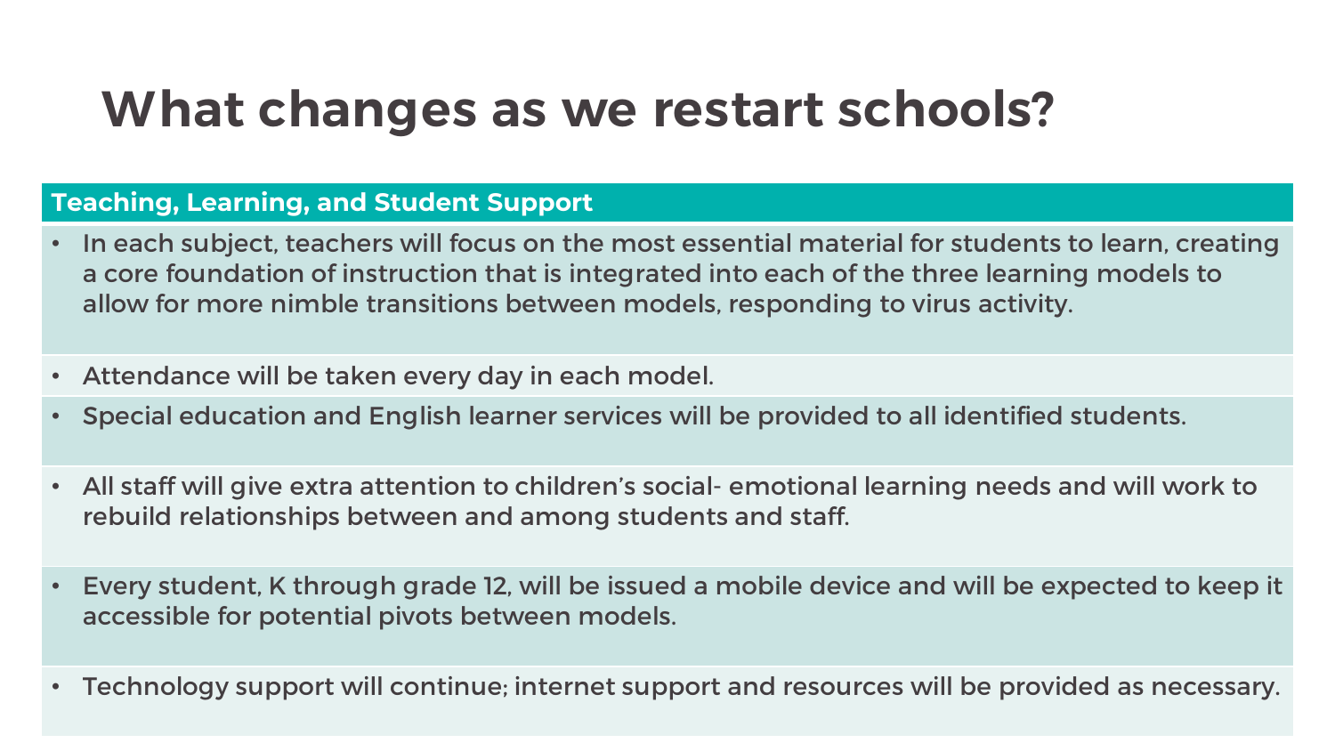# What changes as we restart schools?

| Teaching, Learning, and Student Support |
| --- |
| • In each subject, teachers will focus on the most essential material for students to learn, creating a core foundation of instruction that is integrated into each of the three learning models to allow for more nimble transitions between models, responding to virus activity. |
| • Attendance will be taken every day in each model. |
| • Special education and English learner services will be provided to all identified students. |
| • All staff will give extra attention to children's social- emotional learning needs and will work to rebuild relationships between and among students and staff. |
| • Every student, K through grade 12, will be issued a mobile device and will be expected to keep it accessible for potential pivots between models. |
| • Technology support will continue; internet support and resources will be provided as necessary. |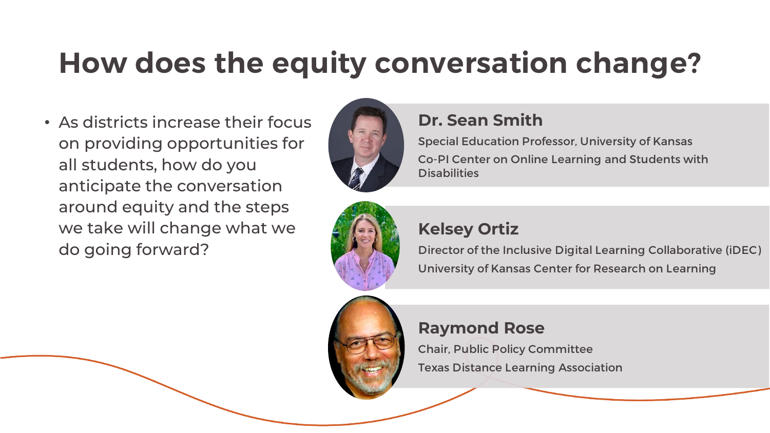# How does the equity conversation change?

- As districts increase their focus on providing opportunities for all students, how do you anticipate the conversation around equity and the steps we take will change what we do going forward?

**Dr. Sean Smith**

Special Education Professor, University of Kansas

Co-PI Center on Online Learning and Students with Disabilities

**Kelsey Ortiz**

Director of the Inclusive Digital Learning Collaborative (iDEC)

University of Kansas Center for Research on Learning

**Raymond Rose**

Chair, Public Policy Committee

Texas Distance Learning Association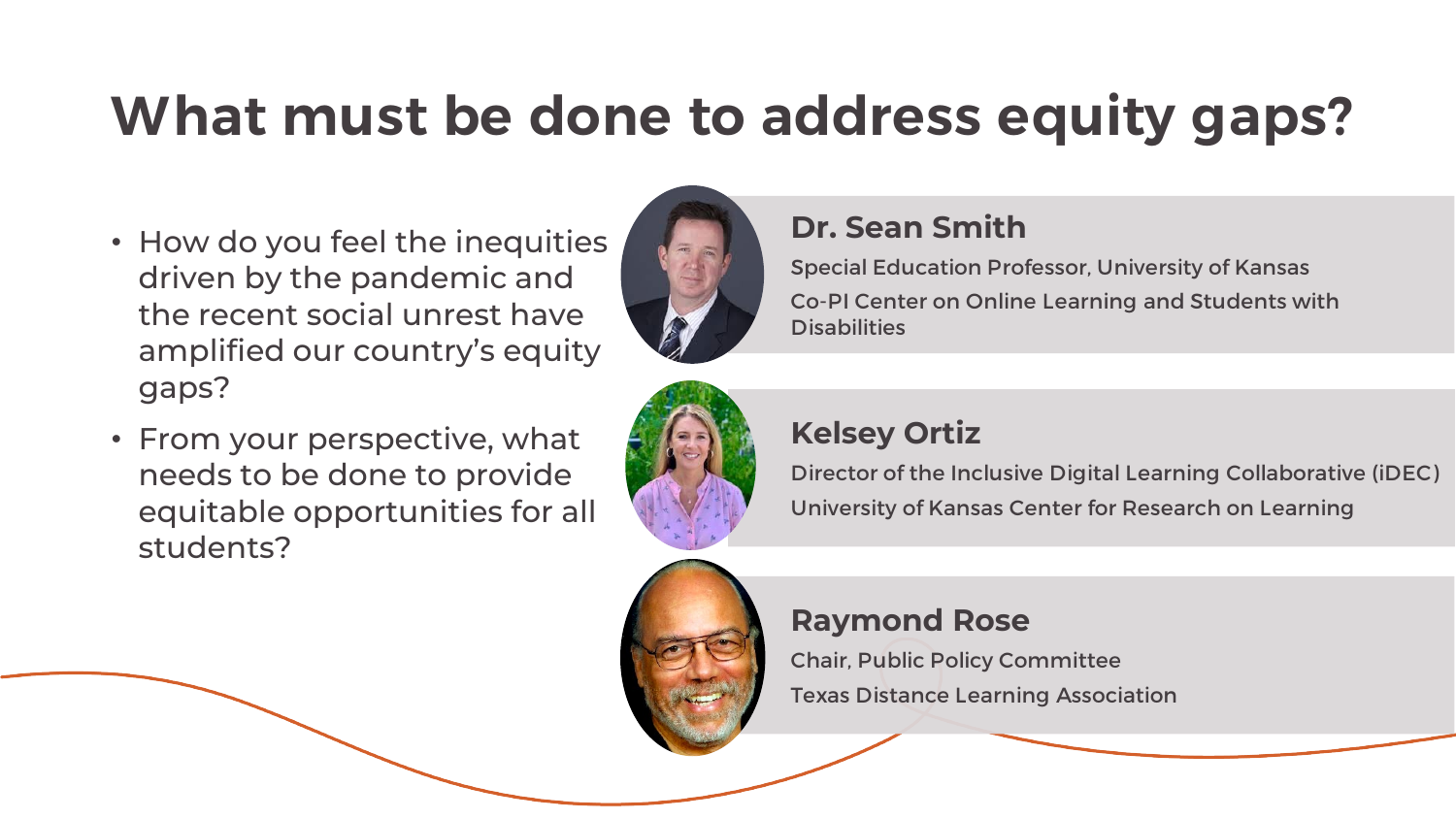# What must be done to address equity gaps?

- How do you feel the inequities driven by the pandemic and the recent social unrest have amplified our country's equity gaps?
- From your perspective, what needs to be done to provide equitable opportunities for all students?

**Dr. Sean Smith**

Special Education Professor, University of Kansas

Co-PI Center on Online Learning and Students with Disabilities

**Kelsey Ortiz**

Director of the Inclusive Digital Learning Collaborative (iDEC)

University of Kansas Center for Research on Learning

**Raymond Rose**

Chair, Public Policy Committee

Texas Distance Learning Association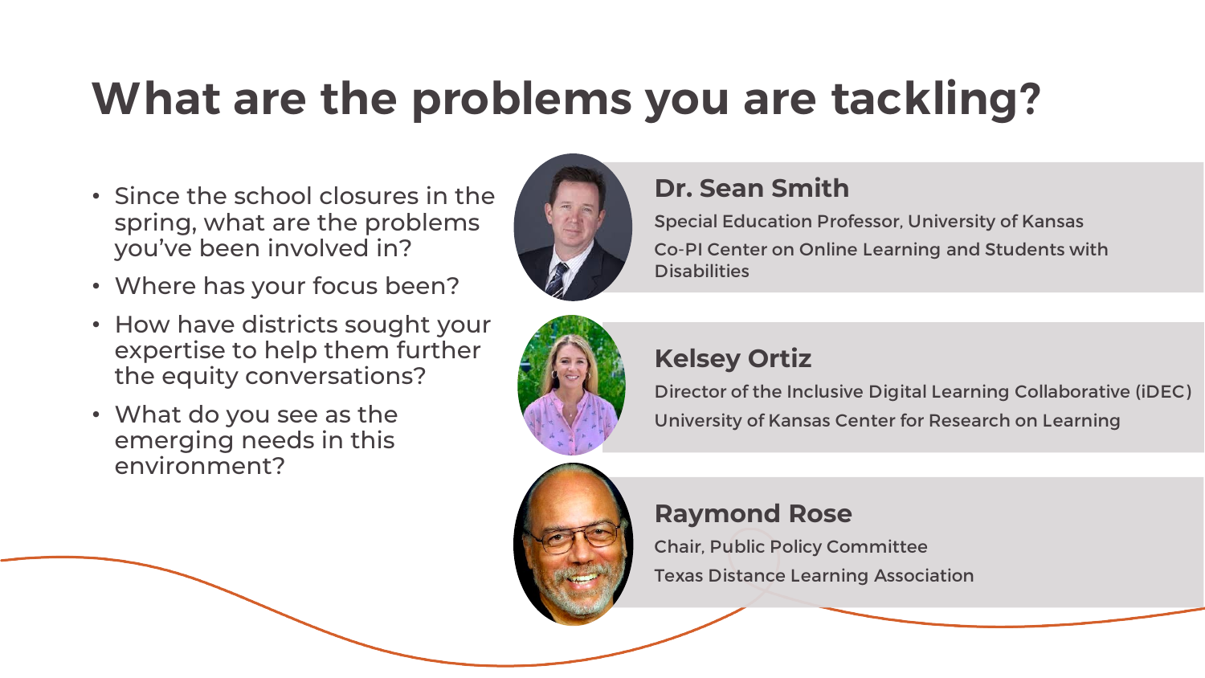# What are the problems you are tackling?

- Since the school closures in the spring, what are the problems you've been involved in?
- Where has your focus been?
- How have districts sought your expertise to help them further the equity conversations?
- What do you see as the emerging needs in this environment?

**Dr. Sean Smith**

Special Education Professor, University of Kansas

Co-PI Center on Online Learning and Students with Disabilities

**Kelsey Ortiz**

Director of the Inclusive Digital Learning Collaborative (iDEC)

University of Kansas Center for Research on Learning

**Raymond Rose**

Chair, Public Policy Committee

Texas Distance Learning Association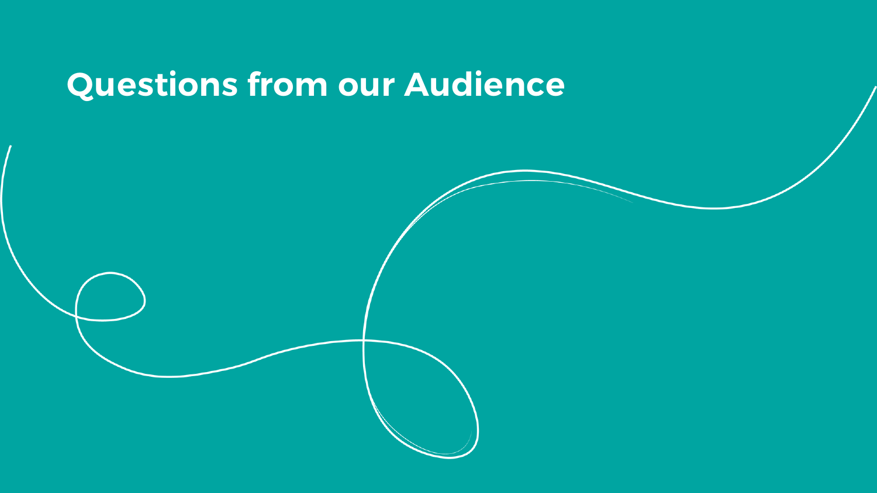# Questions from our Audience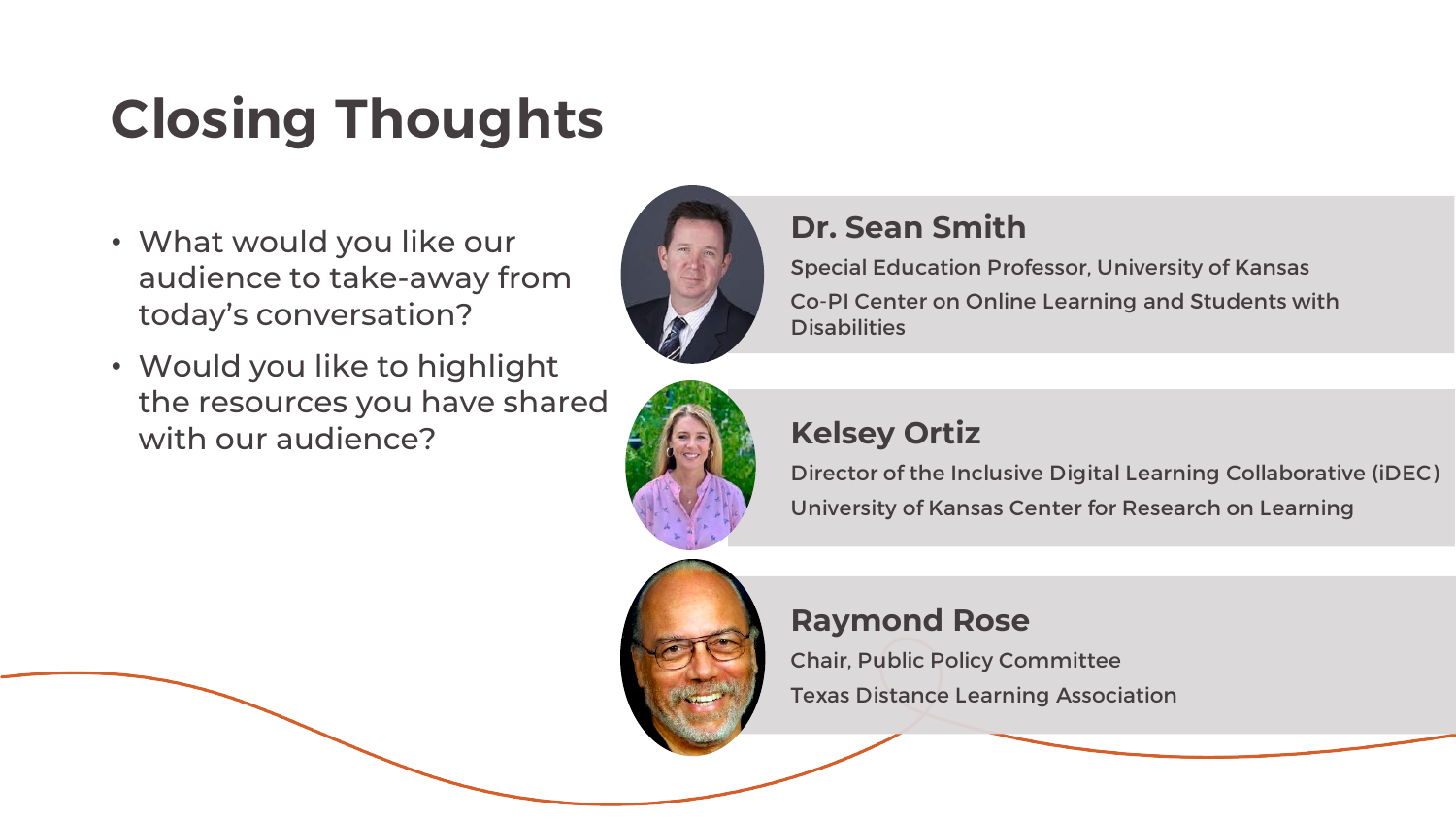# Closing Thoughts

- What would you like our audience to take-away from today's conversation?
- Would you like to highlight the resources you have shared with our audience?

**Dr. Sean Smith**

Special Education Professor, University of Kansas

Co-PI Center on Online Learning and Students with Disabilities

**Kelsey Ortiz**

Director of the Inclusive Digital Learning Collaborative (iDEC)

University of Kansas Center for Research on Learning

**Raymond Rose**

Chair, Public Policy Committee

Texas Distance Learning Association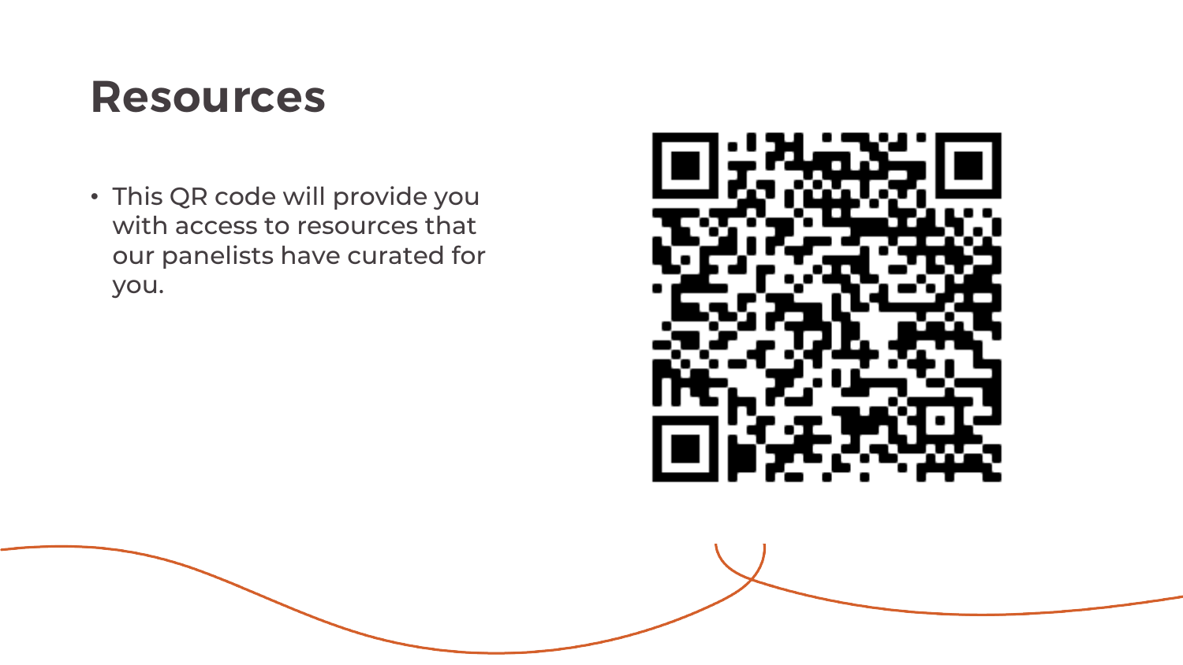# Resources

- This QR code will provide you with access to resources that our panelists have curated for you.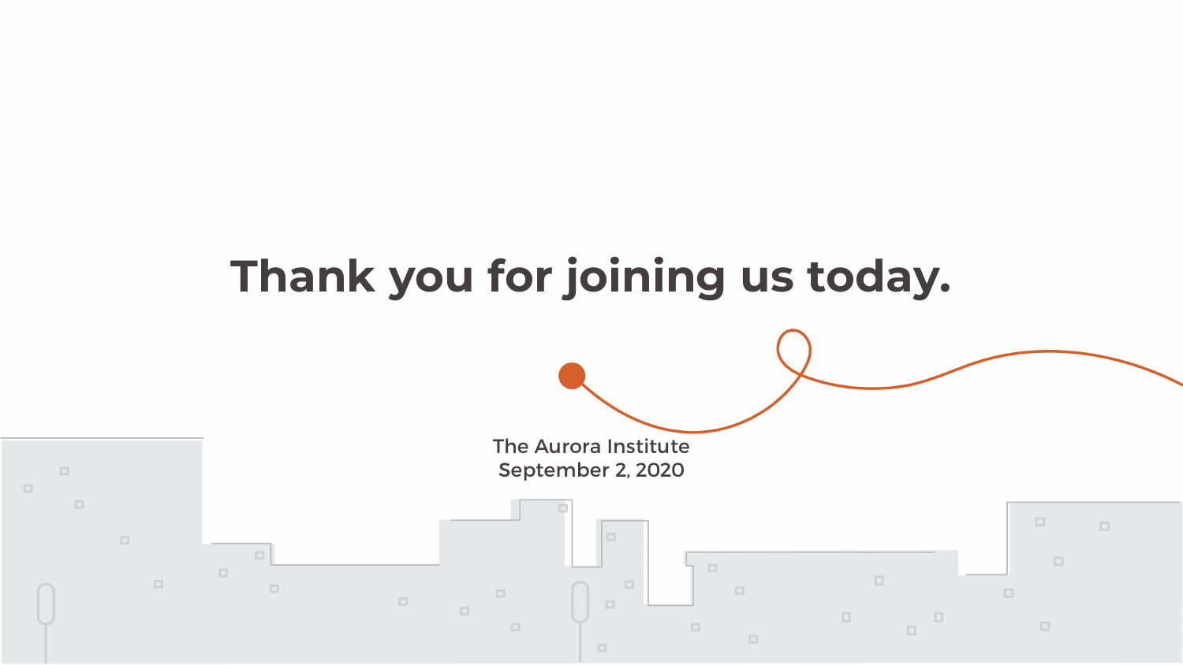# Thank you for joining us today.

The Aurora Institute
September 2, 2020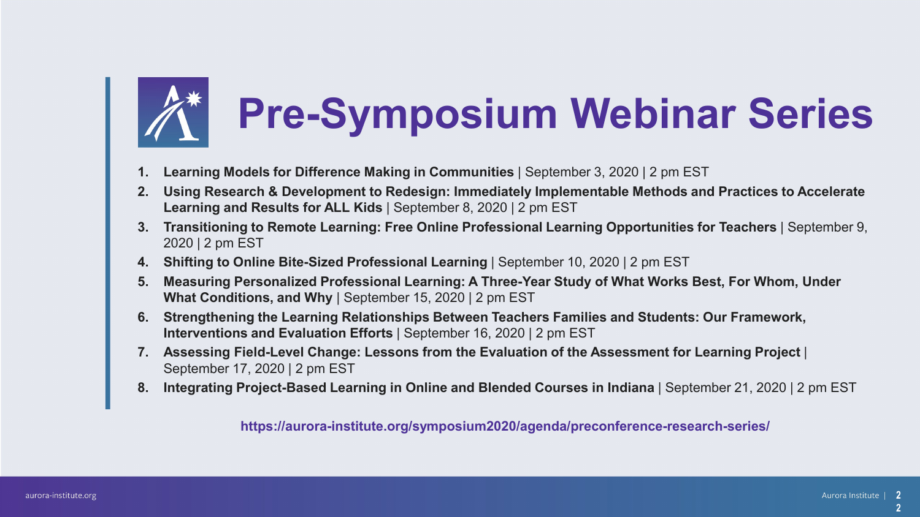# Pre-Symposium Webinar Series

1. **Learning Models for Difference Making in Communities** | September 3, 2020 | 2 pm EST
2. **Using Research & Development to Redesign: Immediately Implementable Methods and Practices to Accelerate Learning and Results for ALL Kids** | September 8, 2020 | 2 pm EST
3. **Transitioning to Remote Learning: Free Online Professional Learning Opportunities for Teachers** | September 9, 2020 | 2 pm EST
4. **Shifting to Online Bite-Sized Professional Learning** | September 10, 2020 | 2 pm EST
5. **Measuring Personalized Professional Learning: A Three-Year Study of What Works Best, For Whom, Under What Conditions, and Why** | September 15, 2020 | 2 pm EST
6. **Strengthening the Learning Relationships Between Teachers Families and Students: Our Framework, Interventions and Evaluation Efforts** | September 16, 2020 | 2 pm EST
7. **Assessing Field-Level Change: Lessons from the Evaluation of the Assessment for Learning Project** | September 17, 2020 | 2 pm EST
8. **Integrating Project-Based Learning in Online and Blended Courses in Indiana** | September 21, 2020 | 2 pm EST

**https://aurora-institute.org/symposium2020/agenda/preconference-research-series/**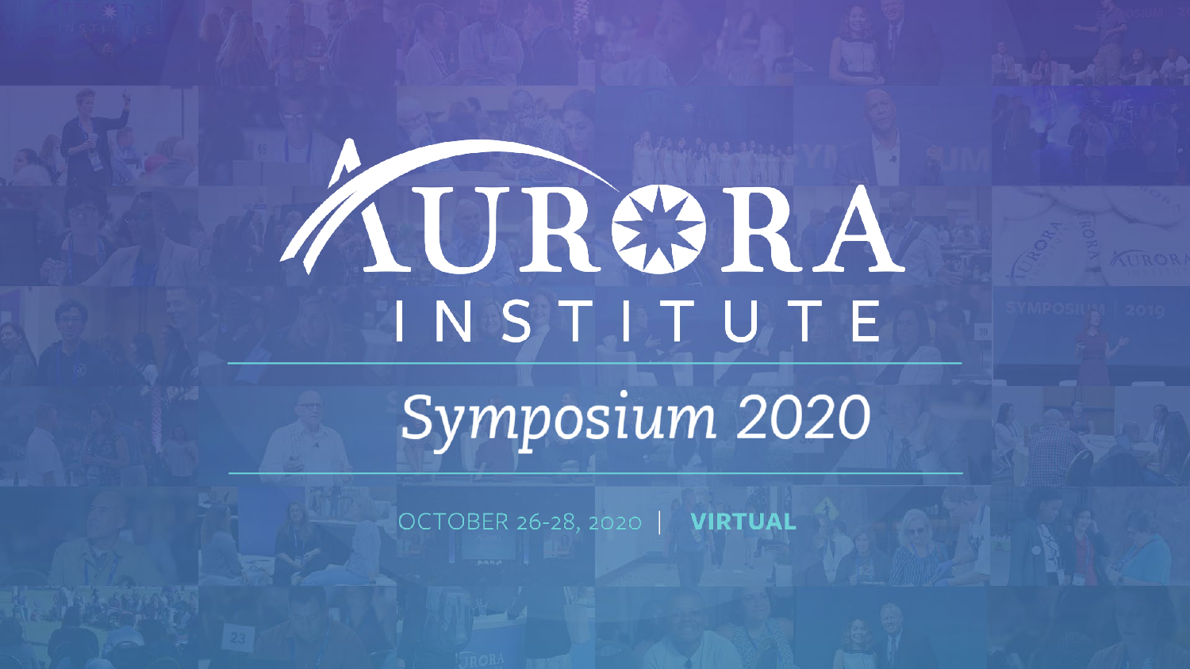# AURORA INSTITUTE

## Symposium 2020

OCTOBER 26-28, 2020 | **VIRTUAL**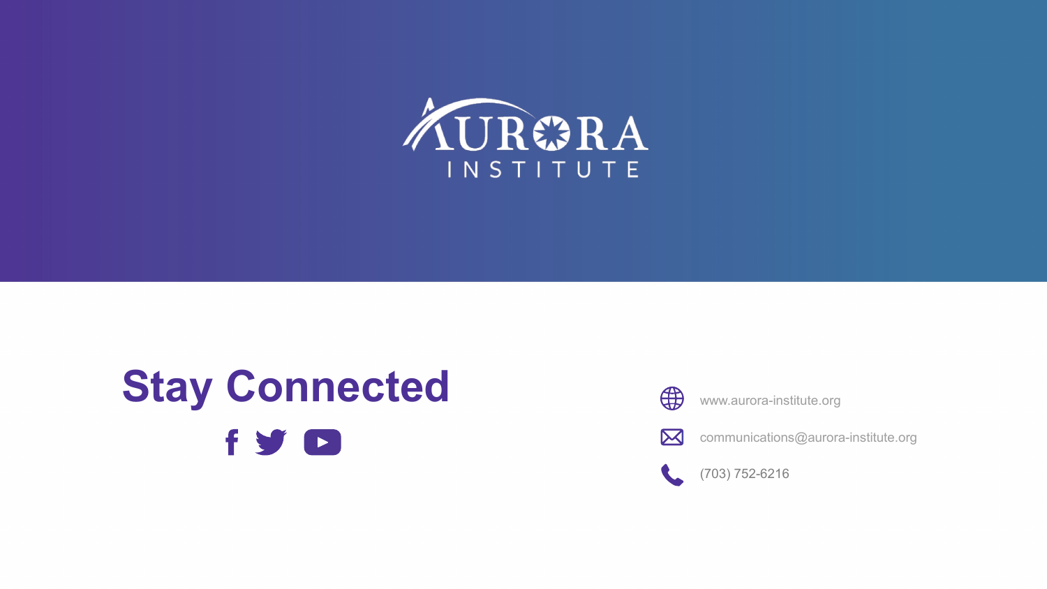AURORA INSTITUTE

# Stay Connected

www.aurora-institute.org

communications@aurora-institute.org

(703) 752-6216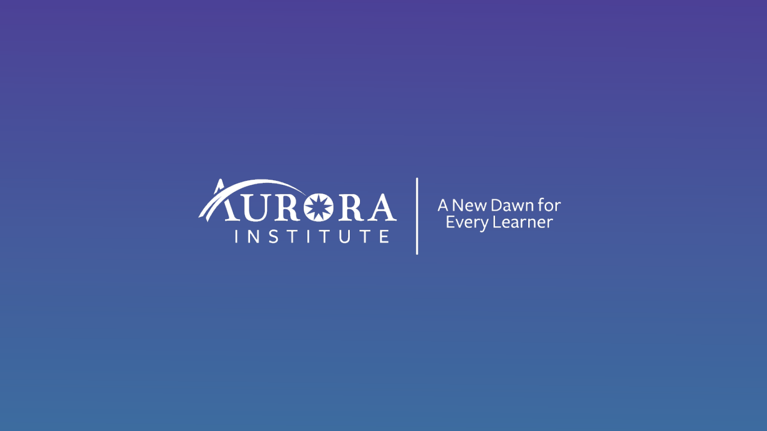AURORA INSTITUTE

A New Dawn for Every Learner